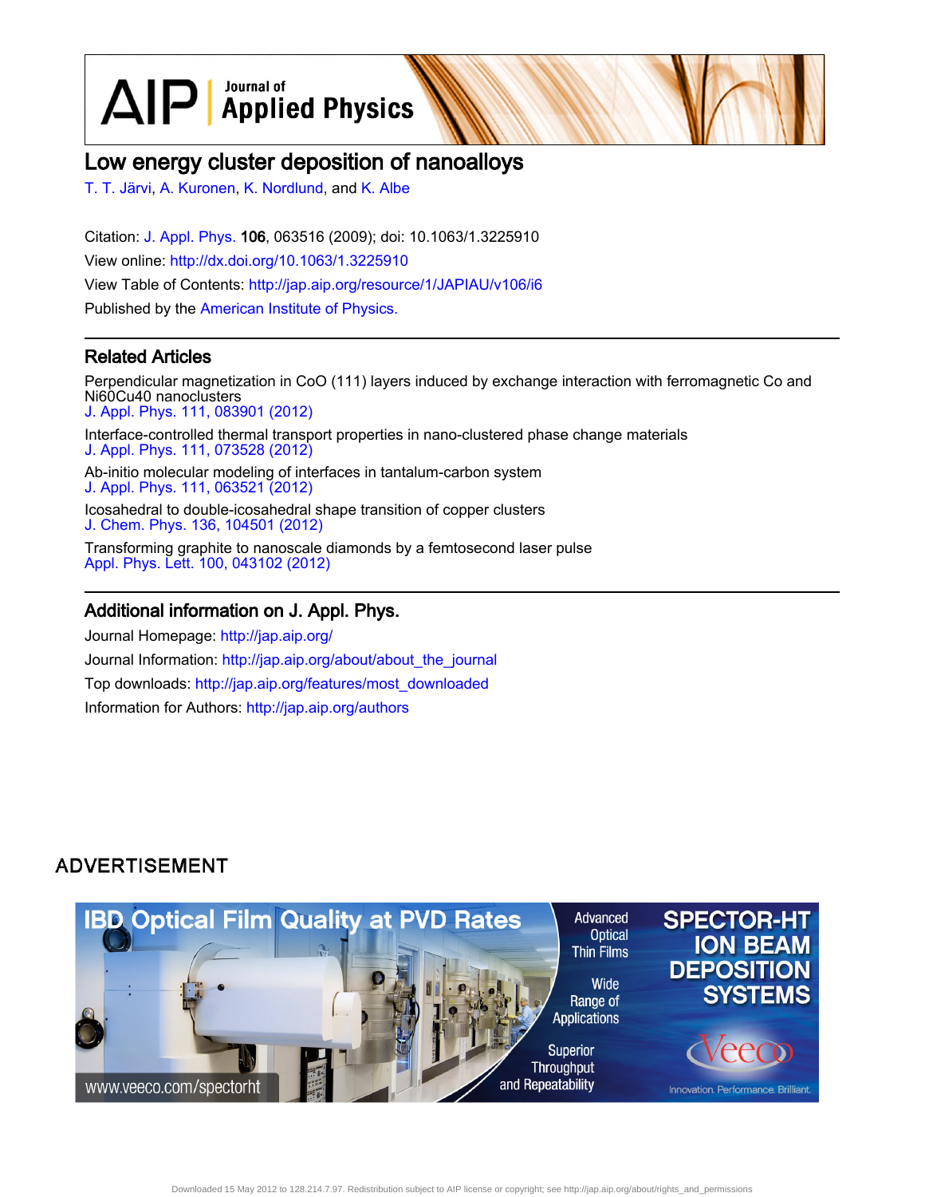AIP | Journal of Applied Physics

# Low energy cluster deposition of nanoalloys

T. T. Järvi, A. Kuronen, K. Nordlund, and K. Albe

Citation: J. Appl. Phys. **106**, 063516 (2009); doi: 10.1063/1.3225910

View online: http://dx.doi.org/10.1063/1.3225910

View Table of Contents: http://jap.aip.org/resource/1/JAPIAU/v106/i6

Published by the American Institute of Physics.

## Related Articles

Perpendicular magnetization in CoO (111) layers induced by exchange interaction with ferromagnetic Co and Ni60Cu40 nanoclusters
J. Appl. Phys. 111, 083901 (2012)

Interface-controlled thermal transport properties in nano-clustered phase change materials
J. Appl. Phys. 111, 073528 (2012)

Ab-initio molecular modeling of interfaces in tantalum-carbon system
J. Appl. Phys. 111, 063521 (2012)

Icosahedral to double-icosahedral shape transition of copper clusters
J. Chem. Phys. 136, 104501 (2012)

Transforming graphite to nanoscale diamonds by a femtosecond laser pulse
Appl. Phys. Lett. 100, 043102 (2012)

## Additional information on J. Appl. Phys.

Journal Homepage: http://jap.aip.org/

Journal Information: http://jap.aip.org/about/about_the_journal

Top downloads: http://jap.aip.org/features/most_downloaded

Information for Authors: http://jap.aip.org/authors

ADVERTISEMENT

Downloaded 15 May 2012 to 128.214.7.97. Redistribution subject to AIP license or copyright; see http://jap.aip.org/about/rights_and_permissions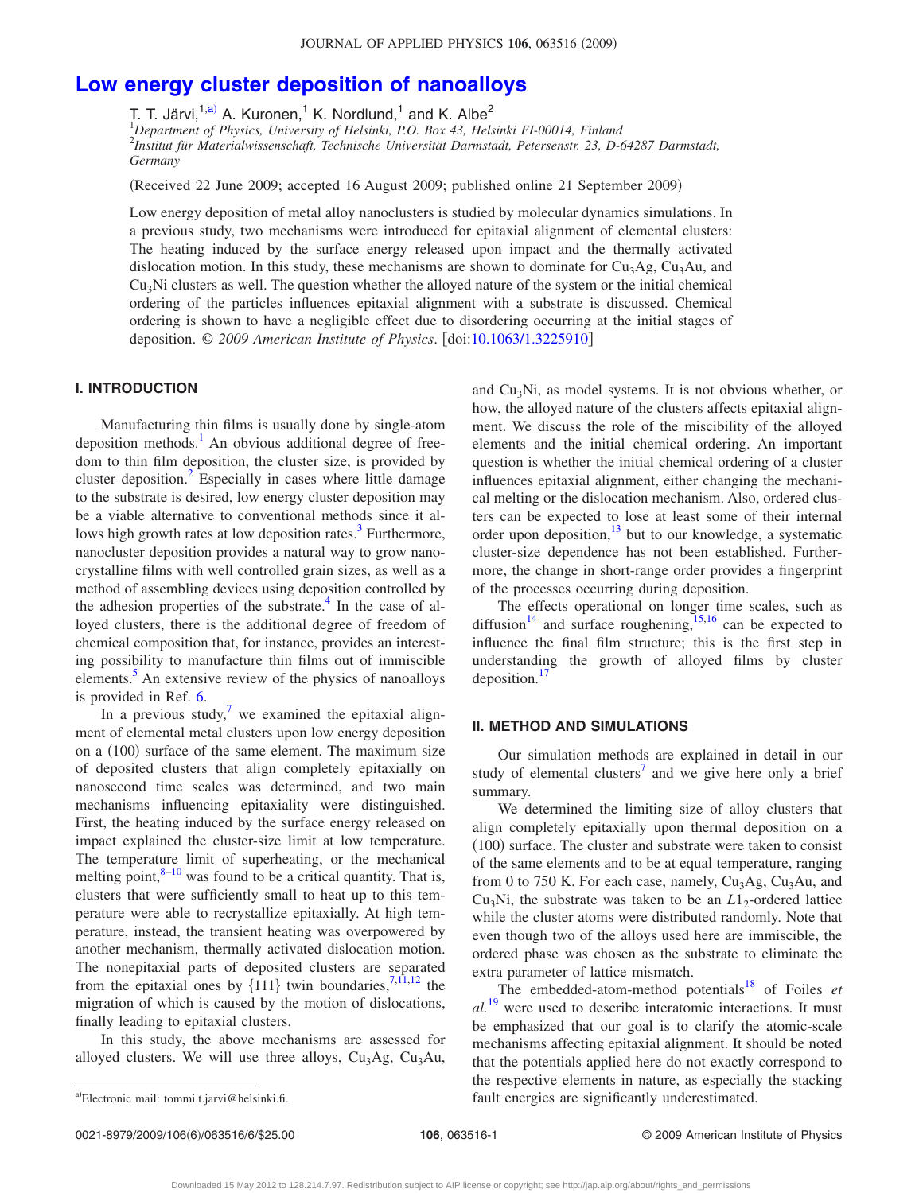# Low energy cluster deposition of nanoalloys

T. T. Järvi,[1,a)] A. Kuronen,[1] K. Nordlund,[1] and K. Albe[2]

[1]*Department of Physics, University of Helsinki, P.O. Box 43, Helsinki FI-00014, Finland*
[2]*Institut für Materialwissenschaft, Technische Universität Darmstadt, Petersenstr. 23, D-64287 Darmstadt, Germany*

(Received 22 June 2009; accepted 16 August 2009; published online 21 September 2009)

Low energy deposition of metal alloy nanoclusters is studied by molecular dynamics simulations. In a previous study, two mechanisms were introduced for epitaxial alignment of elemental clusters: The heating induced by the surface energy released upon impact and the thermally activated dislocation motion. In this study, these mechanisms are shown to dominate for $Cu_3Ag$, $Cu_3Au$, and $Cu_3Ni$ clusters as well. The question whether the alloyed nature of the system or the initial chemical ordering of the particles influences epitaxial alignment with a substrate is discussed. Chemical ordering is shown to have a negligible effect due to disordering occurring at the initial stages of deposition. © *2009 American Institute of Physics*. [doi:10.1063/1.3225910]

## I. INTRODUCTION

Manufacturing thin films is usually done by single-atom deposition methods.[1] An obvious additional degree of freedom to thin film deposition, the cluster size, is provided by cluster deposition.[2] Especially in cases where little damage to the substrate is desired, low energy cluster deposition may be a viable alternative to conventional methods since it allows high growth rates at low deposition rates.[3] Furthermore, nanocluster deposition provides a natural way to grow nanocrystalline films with well controlled grain sizes, as well as a method of assembling devices using deposition controlled by the adhesion properties of the substrate.[4] In the case of alloyed clusters, there is the additional degree of freedom of chemical composition that, for instance, provides an interesting possibility to manufacture thin films out of immiscible elements.[5] An extensive review of the physics of nanoalloys is provided in Ref. 6.

In a previous study,[7] we examined the epitaxial alignment of elemental metal clusters upon low energy deposition on a (100) surface of the same element. The maximum size of deposited clusters that align completely epitaxially on nanosecond time scales was determined, and two main mechanisms influencing epitaxiality were distinguished. First, the heating induced by the surface energy released on impact explained the cluster-size limit at low temperature. The temperature limit of superheating, or the mechanical melting point,[8–10] was found to be a critical quantity. That is, clusters that were sufficiently small to heat up to this temperature were able to recrystallize epitaxially. At high temperature, instead, the transient heating was overpowered by another mechanism, thermally activated dislocation motion. The nonepitaxial parts of deposited clusters are separated from the epitaxial ones by {111} twin boundaries,[7,11,12] the migration of which is caused by the motion of dislocations, finally leading to epitaxial clusters.

In this study, the above mechanisms are assessed for alloyed clusters. We will use three alloys, $Cu_3Ag$, $Cu_3Au$, and $Cu_3Ni$, as model systems. It is not obvious whether, or how, the alloyed nature of the clusters affects epitaxial alignment. We discuss the role of the miscibility of the alloyed elements and the initial chemical ordering. An important question is whether the initial chemical ordering of a cluster influences epitaxial alignment, either changing the mechanical melting or the dislocation mechanism. Also, ordered clusters can be expected to lose at least some of their internal order upon deposition,[13] but to our knowledge, a systematic cluster-size dependence has not been established. Furthermore, the change in short-range order provides a fingerprint of the processes occurring during deposition.

The effects operational on longer time scales, such as diffusion[14] and surface roughening,[15,16] can be expected to influence the final film structure; this is the first step in understanding the growth of alloyed films by cluster deposition.[17]

## II. METHOD AND SIMULATIONS

Our simulation methods are explained in detail in our study of elemental clusters[7] and we give here only a brief summary.

We determined the limiting size of alloy clusters that align completely epitaxially upon thermal deposition on a (100) surface. The cluster and substrate were taken to consist of the same elements and to be at equal temperature, ranging from 0 to 750 K. For each case, namely, $Cu_3Ag$, $Cu_3Au$, and $Cu_3Ni$, the substrate was taken to be an $L1_2$-ordered lattice while the cluster atoms were distributed randomly. Note that even though two of the alloys used here are immiscible, the ordered phase was chosen as the substrate to eliminate the extra parameter of lattice mismatch.

The embedded-atom-method potentials[18] of Foiles *et al.*[19] were used to describe interatomic interactions. It must be emphasized that our goal is to clarify the atomic-scale mechanisms affecting epitaxial alignment. It should be noted that the potentials applied here do not exactly correspond to the respective elements in nature, as especially the stacking fault energies are significantly underestimated.

[a)]Electronic mail: tommi.t.jarvi@helsinki.fi.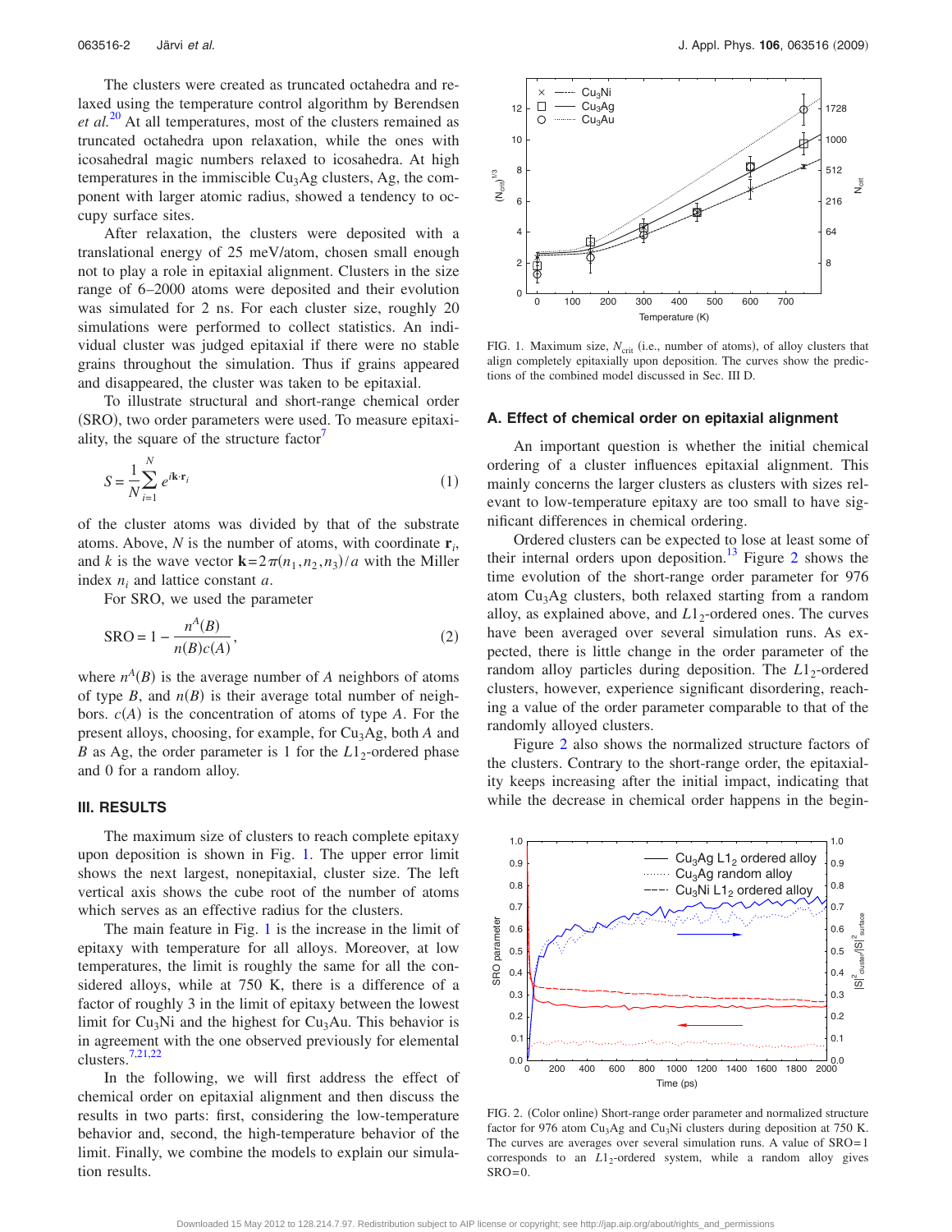The clusters were created as truncated octahedra and relaxed using the temperature control algorithm by Berendsen *et al.*[20] At all temperatures, most of the clusters remained as truncated octahedra upon relaxation, while the ones with icosahedral magic numbers relaxed to icosahedra. At high temperatures in the immiscible $Cu_3Ag$ clusters, Ag, the component with larger atomic radius, showed a tendency to occupy surface sites.

After relaxation, the clusters were deposited with a translational energy of 25 meV/atom, chosen small enough not to play a role in epitaxial alignment. Clusters in the size range of 6–2000 atoms were deposited and their evolution was simulated for 2 ns. For each cluster size, roughly 20 simulations were performed to collect statistics. An individual cluster was judged epitaxial if there were no stable grains throughout the simulation. Thus if grains appeared and disappeared, the cluster was taken to be epitaxial.

To illustrate structural and short-range chemical order (SRO), two order parameters were used. To measure epitaxiality, the square of the structure factor[7]

$$S = \frac{1}{N}\sum_{i=1}^{N} e^{i\mathbf{k}\cdot\mathbf{r}_i} \tag{1}$$

of the cluster atoms was divided by that of the substrate atoms. Above, $N$ is the number of atoms, with coordinate $\mathbf{r}_i$, and $k$ is the wave vector $\mathbf{k}=2\pi(n_1,n_2,n_3)/a$ with the Miller index $n_i$ and lattice constant $a$.

For SRO, we used the parameter

$$\mathrm{SRO} = 1 - \frac{n^A(B)}{n(B)c(A)}, \tag{2}$$

where $n^A(B)$ is the average number of $A$ neighbors of atoms of type $B$, and $n(B)$ is their average total number of neighbors. $c(A)$ is the concentration of atoms of type $A$. For the present alloys, choosing, for example, for $Cu_3Ag$, both $A$ and $B$ as Ag, the order parameter is 1 for the $L1_2$-ordered phase and 0 for a random alloy.

## III. RESULTS

The maximum size of clusters to reach complete epitaxy upon deposition is shown in Fig. 1. The upper error limit shows the next largest, nonepitaxial, cluster size. The left vertical axis shows the cube root of the number of atoms which serves as an effective radius for the clusters.

The main feature in Fig. 1 is the increase in the limit of epitaxy with temperature for all alloys. Moreover, at low temperatures, the limit is roughly the same for all the considered alloys, while at 750 K, there is a difference of a factor of roughly 3 in the limit of epitaxy between the lowest limit for $Cu_3Ni$ and the highest for $Cu_3Au$. This behavior is in agreement with the one observed previously for elemental clusters.[7,21,22]

In the following, we will first address the effect of chemical order on epitaxial alignment and then discuss the results in two parts: first, considering the low-temperature behavior and, second, the high-temperature behavior of the limit. Finally, we combine the models to explain our simulation results.

FIG. 1. Maximum size, $N_{crit}$ (i.e., number of atoms), of alloy clusters that align completely epitaxially upon deposition. The curves show the predictions of the combined model discussed in Sec. III D.

### A. Effect of chemical order on epitaxial alignment

An important question is whether the initial chemical ordering of a cluster influences epitaxial alignment. This mainly concerns the larger clusters as clusters with sizes relevant to low-temperature epitaxy are too small to have significant differences in chemical ordering.

Ordered clusters can be expected to lose at least some of their internal orders upon deposition.[13] Figure 2 shows the time evolution of the short-range order parameter for 976 atom $Cu_3Ag$ clusters, both relaxed starting from a random alloy, as explained above, and $L1_2$-ordered ones. The curves have been averaged over several simulation runs. As expected, there is little change in the order parameter of the random alloy particles during deposition. The $L1_2$-ordered clusters, however, experience significant disordering, reaching a value of the order parameter comparable to that of the randomly alloyed clusters.

Figure 2 also shows the normalized structure factors of the clusters. Contrary to the short-range order, the epitaxiality keeps increasing after the initial impact, indicating that while the decrease in chemical order happens in the begin-

FIG. 2. (Color online) Short-range order parameter and normalized structure factor for 976 atom $Cu_3Ag$ and $Cu_3Ni$ clusters during deposition at 750 K. The curves are averages over several simulation runs. A value of SRO=1 corresponds to an $L1_2$-ordered system, while a random alloy gives SRO=0.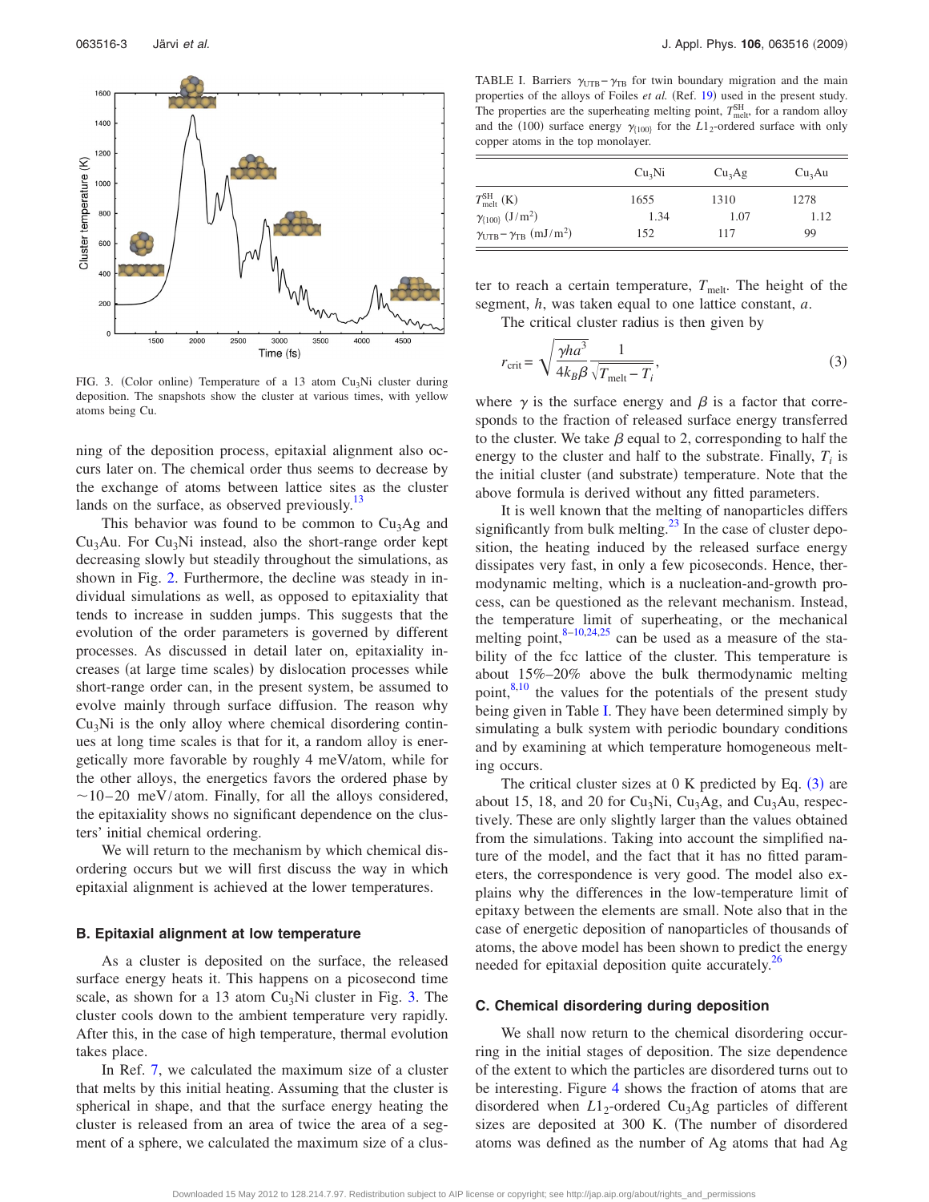FIG. 3. (Color online) Temperature of a 13 atom $Cu_3Ni$ cluster during deposition. The snapshots show the cluster at various times, with yellow atoms being Cu.

ning of the deposition process, epitaxial alignment also occurs later on. The chemical order thus seems to decrease by the exchange of atoms between lattice sites as the cluster lands on the surface, as observed previously.[13]

This behavior was found to be common to $Cu_3Ag$ and $Cu_3Au$. For $Cu_3Ni$ instead, also the short-range order kept decreasing slowly but steadily throughout the simulations, as shown in Fig. 2. Furthermore, the decline was steady in individual simulations as well, as opposed to epitaxiality that tends to increase in sudden jumps. This suggests that the evolution of the order parameters is governed by different processes. As discussed in detail later on, epitaxiality increases (at large time scales) by dislocation processes while short-range order can, in the present system, be assumed to evolve mainly through surface diffusion. The reason why $Cu_3Ni$ is the only alloy where chemical disordering continues at long time scales is that for it, a random alloy is energetically more favorable by roughly 4 meV/atom, while for the other alloys, the energetics favors the ordered phase by ~10–20 meV/atom. Finally, for all the alloys considered, the epitaxiality shows no significant dependence on the clusters' initial chemical ordering.

We will return to the mechanism by which chemical disordering occurs but we will first discuss the way in which epitaxial alignment is achieved at the lower temperatures.

### B. Epitaxial alignment at low temperature

As a cluster is deposited on the surface, the released surface energy heats it. This happens on a picosecond time scale, as shown for a 13 atom $Cu_3Ni$ cluster in Fig. 3. The cluster cools down to the ambient temperature very rapidly. After this, in the case of high temperature, thermal evolution takes place.

In Ref. 7, we calculated the maximum size of a cluster that melts by this initial heating. Assuming that the cluster is spherical in shape, and that the surface energy heating the cluster is released from an area of twice the area of a segment of a sphere, we calculated the maximum size of a cluster to reach a certain temperature, $T_{\mathrm{melt}}$. The height of the segment, $h$, was taken equal to one lattice constant, $a$.

TABLE I. Barriers $\gamma_{\mathrm{UTB}}-\gamma_{\mathrm{TB}}$ for twin boundary migration and the main properties of the alloys of Foiles *et al.* (Ref. 19) used in the present study. The properties are the superheating melting point, $T_{\mathrm{melt}}^{\mathrm{SH}}$, for a random alloy and the (100) surface energy $\gamma_{\{100\}}$ for the $L1_2$-ordered surface with only copper atoms in the top monolayer.

| | $Cu_3Ni$ | $Cu_3Ag$ | $Cu_3Au$ |
|---|---|---|---|
| $T_{\mathrm{melt}}^{\mathrm{SH}}$ (K) | 1655 | 1310 | 1278 |
| $\gamma_{\{100\}}$ (J/m$^2$) | 1.34 | 1.07 | 1.12 |
| $\gamma_{\mathrm{UTB}}-\gamma_{\mathrm{TB}}$ (mJ/m$^2$) | 152 | 117 | 99 |

The critical cluster radius is then given by

$$r_{\mathrm{crit}} = \sqrt{\frac{\gamma h a^3}{4k_B\beta}}\frac{1}{\sqrt{T_{\mathrm{melt}}-T_i}}, \tag{3}$$

where $\gamma$ is the surface energy and $\beta$ is a factor that corresponds to the fraction of released surface energy transferred to the cluster. We take $\beta$ equal to 2, corresponding to half the energy to the cluster and half to the substrate. Finally, $T_i$ is the initial cluster (and substrate) temperature. Note that the above formula is derived without any fitted parameters.

It is well known that the melting of nanoparticles differs significantly from bulk melting.[23] In the case of cluster deposition, the heating induced by the released surface energy dissipates very fast, in only a few picoseconds. Hence, thermodynamic melting, which is a nucleation-and-growth process, can be questioned as the relevant mechanism. Instead, the temperature limit of superheating, or the mechanical melting point,[8–10,24,25] can be used as a measure of the stability of the fcc lattice of the cluster. This temperature is about 15%–20% above the bulk thermodynamic melting point,[8,10] the values for the potentials of the present study being given in Table I. They have been determined simply by simulating a bulk system with periodic boundary conditions and by examining at which temperature homogeneous melting occurs.

The critical cluster sizes at 0 K predicted by Eq. (3) are about 15, 18, and 20 for $Cu_3Ni$, $Cu_3Ag$, and $Cu_3Au$, respectively. These are only slightly larger than the values obtained from the simulations. Taking into account the simplified nature of the model, and the fact that it has no fitted parameters, the correspondence is very good. The model also explains why the differences in the low-temperature limit of epitaxy between the elements are small. Note also that in the case of energetic deposition of nanoparticles of thousands of atoms, the above model has been shown to predict the energy needed for epitaxial deposition quite accurately.[26]

### C. Chemical disordering during deposition

We shall now return to the chemical disordering occurring in the initial stages of deposition. The size dependence of the extent to which the particles are disordered turns out to be interesting. Figure 4 shows the fraction of atoms that are disordered when $L1_2$-ordered $Cu_3Ag$ particles of different sizes are deposited at 300 K. (The number of disordered atoms was defined as the number of Ag atoms that had Ag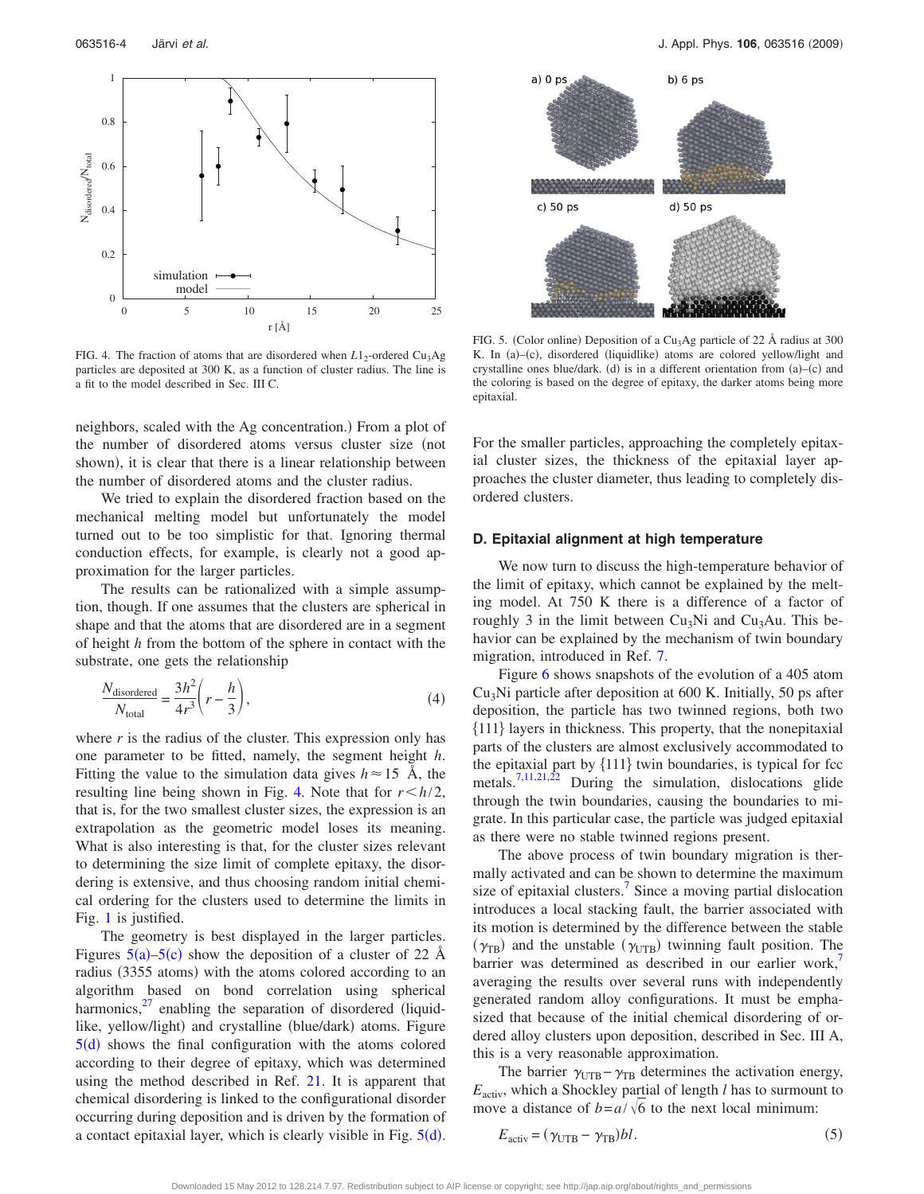FIG. 4. The fraction of atoms that are disordered when $L1_2$-ordered $Cu_3Ag$ particles are deposited at 300 K, as a function of cluster radius. The line is a fit to the model described in Sec. III C.

neighbors, scaled with the Ag concentration.) From a plot of the number of disordered atoms versus cluster size (not shown), it is clear that there is a linear relationship between the number of disordered atoms and the cluster radius.

We tried to explain the disordered fraction based on the mechanical melting model but unfortunately the model turned out to be too simplistic for that. Ignoring thermal conduction effects, for example, is clearly not a good approximation for the larger particles.

The results can be rationalized with a simple assumption, though. If one assumes that the clusters are spherical in shape and that the atoms that are disordered are in a segment of height $h$ from the bottom of the sphere in contact with the substrate, one gets the relationship

$$\frac{N_{\text{disordered}}}{N_{\text{total}}} = \frac{3h^2}{4r^3}\left(r - \frac{h}{3}\right), \tag{4}$$

where $r$ is the radius of the cluster. This expression only has one parameter to be fitted, namely, the segment height $h$. Fitting the value to the simulation data gives $h \approx 15$ Å, the resulting line being shown in Fig. 4. Note that for $r < h/2$, that is, for the two smallest cluster sizes, the expression is an extrapolation as the geometric model loses its meaning. What is also interesting is that, for the cluster sizes relevant to determining the size limit of complete epitaxy, the disordering is extensive, and thus choosing random initial chemical ordering for the clusters used to determine the limits in Fig. 1 is justified.

The geometry is best displayed in the larger particles. Figures 5(a)–5(c) show the deposition of a cluster of 22 Å radius (3355 atoms) with the atoms colored according to an algorithm based on bond correlation using spherical harmonics,[27] enabling the separation of disordered (liquidlike, yellow/light) and crystalline (blue/dark) atoms. Figure 5(d) shows the final configuration with the atoms colored according to their degree of epitaxy, which was determined using the method described in Ref. 21. It is apparent that chemical disordering is linked to the configurational disorder occurring during deposition and is driven by the formation of a contact epitaxial layer, which is clearly visible in Fig. 5(d).

FIG. 5. (Color online) Deposition of a $Cu_3Ag$ particle of 22 Å radius at 300 K. In (a)–(c), disordered (liquidlike) atoms are colored yellow/light and crystalline ones blue/dark. (d) is in a different orientation from (a)–(c) and the coloring is based on the degree of epitaxy, the darker atoms being more epitaxial.

For the smaller particles, approaching the completely epitaxial cluster sizes, the thickness of the epitaxial layer approaches the cluster diameter, thus leading to completely disordered clusters.

### D. Epitaxial alignment at high temperature

We now turn to discuss the high-temperature behavior of the limit of epitaxy, which cannot be explained by the melting model. At 750 K there is a difference of a factor of roughly 3 in the limit between $Cu_3Ni$ and $Cu_3Au$. This behavior can be explained by the mechanism of twin boundary migration, introduced in Ref. 7.

Figure 6 shows snapshots of the evolution of a 405 atom $Cu_3Ni$ particle after deposition at 600 K. Initially, 50 ps after deposition, the particle has two twinned regions, both two {111} layers in thickness. This property, that the nonepitaxial parts of the clusters are almost exclusively accommodated to the epitaxial part by {111} twin boundaries, is typical for fcc metals.[7,11,21,22] During the simulation, dislocations glide through the twin boundaries, causing the boundaries to migrate. In this particular case, the particle was judged epitaxial as there were no stable twinned regions present.

The above process of twin boundary migration is thermally activated and can be shown to determine the maximum size of epitaxial clusters.[7] Since a moving partial dislocation introduces a local stacking fault, the barrier associated with its motion is determined by the difference between the stable ($\gamma_{\text{TB}}$) and the unstable ($\gamma_{\text{UTB}}$) twinning fault position. The barrier was determined as described in our earlier work,[7] averaging the results over several runs with independently generated random alloy configurations. It must be emphasized that because of the initial chemical disordering of ordered alloy clusters upon deposition, described in Sec. III A, this is a very reasonable approximation.

The barrier $\gamma_{\text{UTB}} - \gamma_{\text{TB}}$ determines the activation energy, $E_{\text{activ}}$, which a Shockley partial of length $l$ has to surmount to move a distance of $b = a/\sqrt{6}$ to the next local minimum:

$$E_{\text{activ}} = (\gamma_{\text{UTB}} - \gamma_{\text{TB}})bl. \tag{5}$$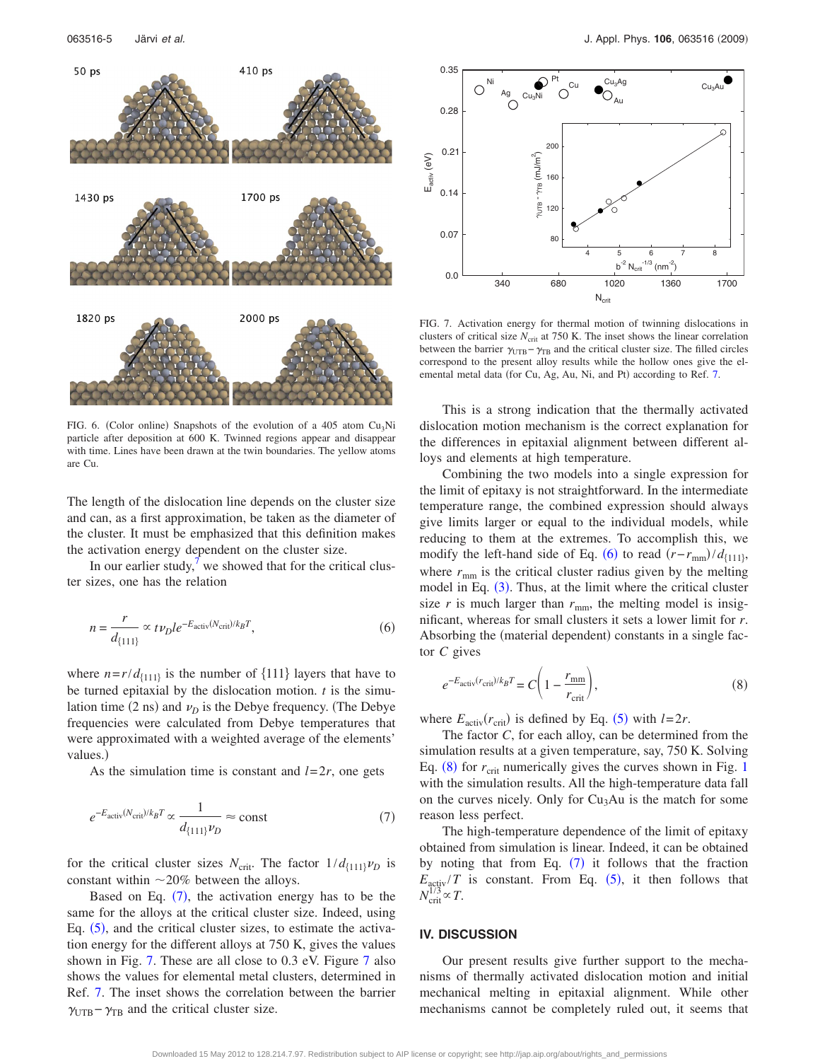FIG. 6. (Color online) Snapshots of the evolution of a 405 atom $Cu_3Ni$ particle after deposition at 600 K. Twinned regions appear and disappear with time. Lines have been drawn at the twin boundaries. The yellow atoms are Cu.

The length of the dislocation line depends on the cluster size and can, as a first approximation, be taken as the diameter of the cluster. It must be emphasized that this definition makes the activation energy dependent on the cluster size.

In our earlier study,[7] we showed that for the critical cluster sizes, one has the relation

$$n = \frac{r}{d_{\{111\}}} \propto t\nu_D l e^{-E_{\text{activ}}(N_{\text{crit}})/k_B T}, \tag{6}$$

where $n = r/d_{\{111\}}$ is the number of {111} layers that have to be turned epitaxial by the dislocation motion. $t$ is the simulation time (2 ns) and $\nu_D$ is the Debye frequency. (The Debye frequencies were calculated from Debye temperatures that were approximated with a weighted average of the elements' values.)

As the simulation time is constant and $l = 2r$, one gets

$$e^{-E_{\text{activ}}(N_{\text{crit}})/k_B T} \propto \frac{1}{d_{\{111\}}\nu_D} \approx \text{const} \tag{7}$$

for the critical cluster sizes $N_{\text{crit}}$. The factor $1/d_{\{111\}}\nu_D$ is constant within ~20% between the alloys.

Based on Eq. (7), the activation energy has to be the same for the alloys at the critical cluster size. Indeed, using Eq. (5), and the critical cluster sizes, to estimate the activation energy for the different alloys at 750 K, gives the values shown in Fig. 7. These are all close to 0.3 eV. Figure 7 also shows the values for elemental metal clusters, determined in Ref. 7. The inset shows the correlation between the barrier $\gamma_{\text{UTB}} - \gamma_{\text{TB}}$ and the critical cluster size.

FIG. 7. Activation energy for thermal motion of twinning dislocations in clusters of critical size $N_{\text{crit}}$ at 750 K. The inset shows the linear correlation between the barrier $\gamma_{\text{UTB}} - \gamma_{\text{TB}}$ and the critical cluster size. The filled circles correspond to the present alloy results while the hollow ones give the elemental metal data (for Cu, Ag, Au, Ni, and Pt) according to Ref. 7.

This is a strong indication that the thermally activated dislocation motion mechanism is the correct explanation for the differences in epitaxial alignment between different alloys and elements at high temperature.

Combining the two models into a single expression for the limit of epitaxy is not straightforward. In the intermediate temperature range, the combined expression should always give limits larger or equal to the individual models, while reducing to them at the extremes. To accomplish this, we modify the left-hand side of Eq. (6) to read $(r - r_{\text{mm}})/d_{\{111\}}$, where $r_{\text{mm}}$ is the critical cluster radius given by the melting model in Eq. (3). Thus, at the limit where the critical cluster size $r$ is much larger than $r_{\text{mm}}$, the melting model is insignificant, whereas for small clusters it sets a lower limit for $r$. Absorbing the (material dependent) constants in a single factor $C$ gives

$$e^{-E_{\text{activ}}(r_{\text{crit}})/k_B T} = C\left(1 - \frac{r_{\text{mm}}}{r_{\text{crit}}}\right), \tag{8}$$

where $E_{\text{activ}}(r_{\text{crit}})$ is defined by Eq. (5) with $l = 2r$.

The factor $C$, for each alloy, can be determined from the simulation results at a given temperature, say, 750 K. Solving Eq. (8) for $r_{\text{crit}}$ numerically gives the curves shown in Fig. 1 with the simulation results. All the high-temperature data fall on the curves nicely. Only for $Cu_3Au$ is the match for some reason less perfect.

The high-temperature dependence of the limit of epitaxy obtained from simulation is linear. Indeed, it can be obtained by noting that from Eq. (7) it follows that the fraction $E_{\text{activ}}/T$ is constant. From Eq. (5), it then follows that $N_{\text{crit}}^{1/3} \propto T$.

## IV. DISCUSSION

Our present results give further support to the mechanisms of thermally activated dislocation motion and initial mechanical melting in epitaxial alignment. While other mechanisms cannot be completely ruled out, it seems that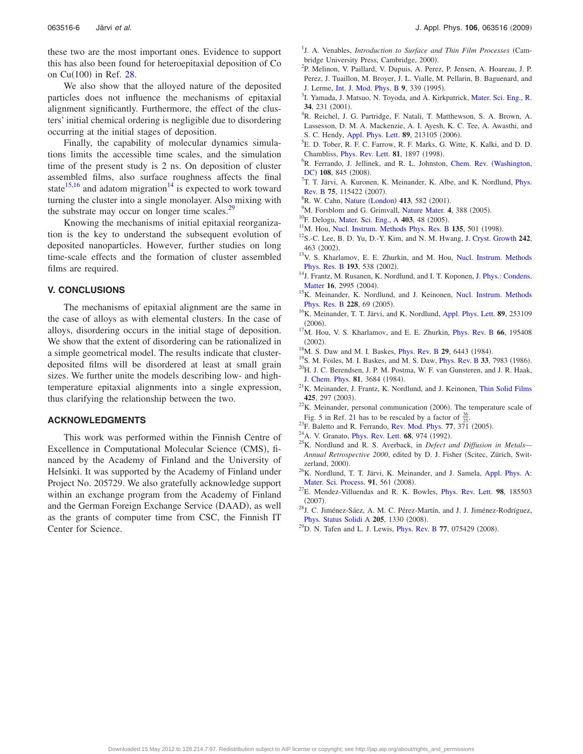these two are the most important ones. Evidence to support this has also been found for heteroepitaxial deposition of Co on Cu(100) in Ref. 28.

We also show that the alloyed nature of the deposited particles does not influence the mechanisms of epitaxial alignment significantly. Furthermore, the effect of the clusters' initial chemical ordering is negligible due to disordering occurring at the initial stages of deposition.

Finally, the capability of molecular dynamics simulations limits the accessible time scales, and the simulation time of the present study is 2 ns. On deposition of cluster assembled films, also surface roughness affects the final state[15,16] and adatom migration[14] is expected to work toward turning the cluster into a single monolayer. Also mixing with the substrate may occur on longer time scales.[29]

Knowing the mechanisms of initial epitaxial reorganization is the key to understand the subsequent evolution of deposited nanoparticles. However, further studies on long time-scale effects and the formation of cluster assembled films are required.

## V. CONCLUSIONS

The mechanisms of epitaxial alignment are the same in the case of alloys as with elemental clusters. In the case of alloys, disordering occurs in the initial stage of deposition. We show that the extent of disordering can be rationalized in a simple geometrical model. The results indicate that cluster-deposited films will be disordered at least at small grain sizes. We further unite the models describing low- and high-temperature epitaxial alignments into a single expression, thus clarifying the relationship between the two.

## ACKNOWLEDGMENTS

This work was performed within the Finnish Centre of Excellence in Computational Molecular Science (CMS), financed by the Academy of Finland and the University of Helsinki. It was supported by the Academy of Finland under Project No. 205729. We also gratefully acknowledge support within an exchange program from the Academy of Finland and the German Foreign Exchange Service (DAAD), as well as the grants of computer time from CSC, the Finnish IT Center for Science.

[1] J. A. Venables, *Introduction to Surface and Thin Film Processes* (Cambridge University Press, Cambridge, 2000).

[2] P. Melinon, V. Paillard, V. Dupuis, A. Perez, P. Jensen, A. Hoareau, J. P. Perez, J. Tuaillon, M. Broyer, J. L. Vialle, M. Pellarin, B. Baguenard, and J. Lerme, Int. J. Mod. Phys. B **9**, 339 (1995).

[3] I. Yamada, J. Matsuo, N. Toyoda, and A. Kirkpatrick, Mater. Sci. Eng., R. **34**, 231 (2001).

[4] R. Reichel, J. G. Partridge, F. Natali, T. Matthewson, S. A. Brown, A. Lassesson, D. M. A. Mackenzie, A. I. Ayesh, K. C. Tee, A. Awasthi, and S. C. Hendy, Appl. Phys. Lett. **89**, 213105 (2006).

[5] E. D. Tober, R. F. C. Farrow, R. F. Marks, G. Witte, K. Kalki, and D. D. Chambliss, Phys. Rev. Lett. **81**, 1897 (1998).

[6] R. Ferrando, J. Jellinek, and R. L. Johnston, Chem. Rev. (Washington, DC) **108**, 845 (2008).

[7] T. T. Järvi, A. Kuronen, K. Meinander, K. Albe, and K. Nordlund, Phys. Rev. B **75**, 115422 (2007).

[8] R. W. Cahn, Nature (London) **413**, 582 (2001).

[9] M. Forsblom and G. Grimvall, Nature Mater. **4**, 388 (2005).

[10] F. Delogu, Mater. Sci. Eng., A **403**, 48 (2005).

[11] M. Hou, Nucl. Instrum. Methods Phys. Res. B **135**, 501 (1998).

[12] S.-C. Lee, B. D. Yu, D.-Y. Kim, and N. M. Hwang, J. Cryst. Growth **242**, 463 (2002).

[13] V. S. Kharlamov, E. E. Zhurkin, and M. Hou, Nucl. Instrum. Methods Phys. Res. B **193**, 538 (2002).

[14] J. Frantz, M. Rusanen, K. Nordlund, and I. T. Koponen, J. Phys.: Condens. Matter **16**, 2995 (2004).

[15] K. Meinander, K. Nordlund, and J. Keinonen, Nucl. Instrum. Methods Phys. Res. B **228**, 69 (2005).

[16] K. Meinander, T. T. Järvi, and K. Nordlund, Appl. Phys. Lett. **89**, 253109 (2006).

[17] M. Hou, V. S. Kharlamov, and E. E. Zhurkin, Phys. Rev. B **66**, 195408 (2002).

[18] M. S. Daw and M. I. Baskes, Phys. Rev. B **29**, 6443 (1984).

[19] S. M. Foiles, M. I. Baskes, and M. S. Daw, Phys. Rev. B **33**, 7983 (1986).

[20] H. J. C. Berendsen, J. P. M. Postma, W. F. van Gunsteren, and J. R. Haak, J. Chem. Phys. **81**, 3684 (1984).

[21] K. Meinander, J. Frantz, K. Nordlund, and J. Keinonen, Thin Solid Films **425**, 297 (2003).

[22] K. Meinander, personal communication (2006). The temperature scale of Fig. 5 in Ref. 21 has to be rescaled by a factor of $\frac{36}{25}$.

[23] F. Baletto and R. Ferrando, Rev. Mod. Phys. **77**, 371 (2005).

[24] A. V. Granato, Phys. Rev. Lett. **68**, 974 (1992).

[25] K. Nordlund and R. S. Averback, in *Defect and Diffusion in Metals—Annual Retrospective 2000*, edited by D. J. Fisher (Scitec, Zürich, Switzerland, 2000).

[26] K. Nordlund, T. T. Järvi, K. Meinander, and J. Samela, Appl. Phys. A: Mater. Sci. Process. **91**, 561 (2008).

[27] E. Mendez-Villuendas and R. K. Bowles, Phys. Rev. Lett. **98**, 185503 (2007).

[28] J. C. Jiménez-Sáez, A. M. C. Pérez-Martín, and J. J. Jiménez-Rodríguez, Phys. Status Solidi A **205**, 1330 (2008).

[29] D. N. Tafen and L. J. Lewis, Phys. Rev. B **77**, 075429 (2008).